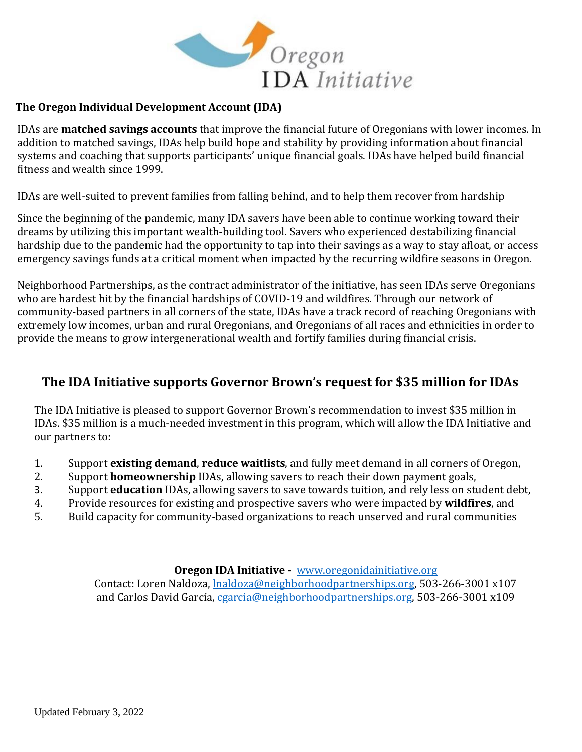Oregon IDA Initiative

**The Oregon Individual Development Account (IDA)**

IDAs are **matched savings accounts** that improve the financial future of Oregonians with lower incomes. In addition to matched savings, IDAs help build hope and stability by providing information about financial systems and coaching that supports participants' unique financial goals. IDAs have helped build financial fitness and wealth since 1999.

<u>IDAs are well-suited to prevent families from falling behind, and to help them recover from hardship</u>

Since the beginning of the pandemic, many IDA savers have been able to continue working toward their dreams by utilizing this important wealth-building tool. Savers who experienced destabilizing financial hardship due to the pandemic had the opportunity to tap into their savings as a way to stay afloat, or access emergency savings funds at a critical moment when impacted by the recurring wildfire seasons in Oregon.

Neighborhood Partnerships, as the contract administrator of the initiative, has seen IDAs serve Oregonians who are hardest hit by the financial hardships of COVID-19 and wildfires. Through our network of community-based partners in all corners of the state, IDAs have a track record of reaching Oregonians with extremely low incomes, urban and rural Oregonians, and Oregonians of all races and ethnicities in order to provide the means to grow intergenerational wealth and fortify families during financial crisis.

## The IDA Initiative supports Governor Brown's request for $35 million for IDAs

The IDA Initiative is pleased to support Governor Brown's recommendation to invest $35 million in IDAs. $35 million is a much-needed investment in this program, which will allow the IDA Initiative and our partners to:

1. Support **existing demand**, **reduce waitlists**, and fully meet demand in all corners of Oregon,
2. Support **homeownership** IDAs, allowing savers to reach their down payment goals,
3. Support **education** IDAs, allowing savers to save towards tuition, and rely less on student debt,
4. Provide resources for existing and prospective savers who were impacted by **wildfires**, and
5. Build capacity for community-based organizations to reach unserved and rural communities

**Oregon IDA Initiative -** [www.oregonidainitiative.org](http://www.oregonidainitiative.org)
Contact: Loren Naldoza, [lnaldoza@neighborhoodpartnerships.org](mailto:lnaldoza@neighborhoodpartnerships.org), 503-266-3001 x107
and Carlos David García, [cgarcia@neighborhoodpartnerships.org](mailto:cgarcia@neighborhoodpartnerships.org), 503-266-3001 x109

Updated February 3, 2022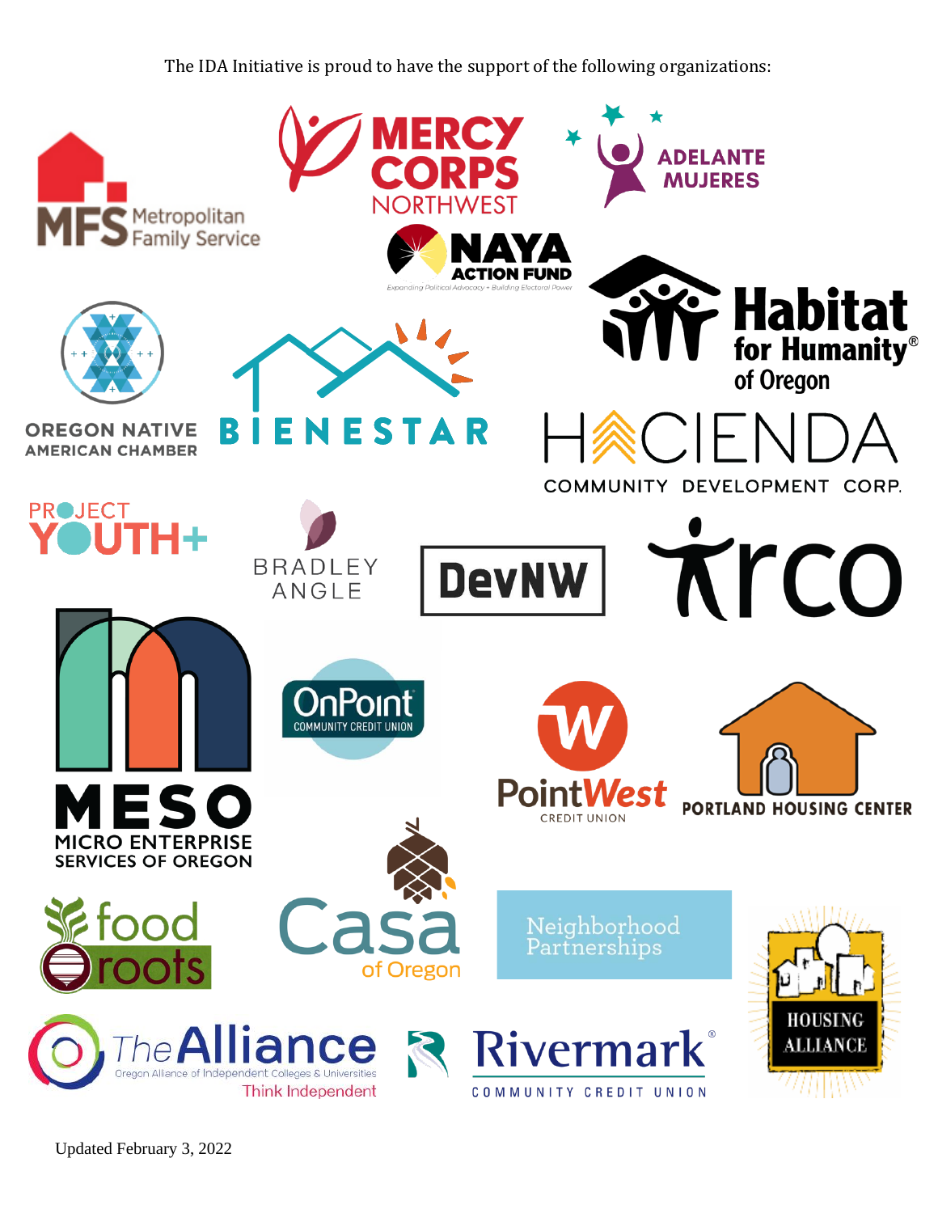The IDA Initiative is proud to have the support of the following organizations:

MFS Metropolitan Family Service

MERCY CORPS NORTHWEST

ADELANTE MUJERES

NAYA ACTION FUND

Expanding Political Advocacy + Building Electoral Power

Habitat for Humanity® of Oregon

OREGON NATIVE AMERICAN CHAMBER

BIENESTAR

HACIENDA COMMUNITY DEVELOPMENT CORP.

PROJECT YOUTH+

BRADLEY ANGLE

DevNW

irco

MESO MICRO ENTERPRISE SERVICES OF OREGON

OnPoint COMMUNITY CREDIT UNION

PointWest CREDIT UNION

PORTLAND HOUSING CENTER

food roots

Casa of Oregon

Neighborhood Partnerships

HOUSING ALLIANCE

The Alliance Oregon Alliance of Independent Colleges & Universities Think Independent

Rivermark® COMMUNITY CREDIT UNION

Updated February 3, 2022